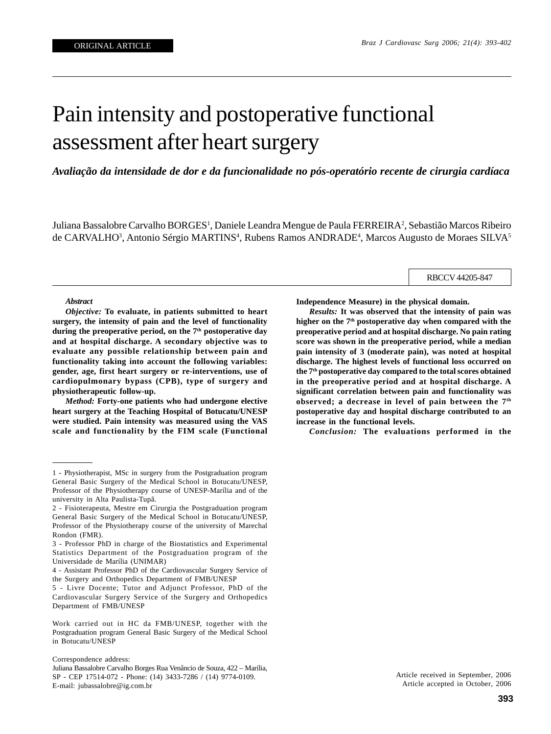ORIGINAL ARTICLE

# Pain intensity and postoperative functional assessment after heart surgery

*Avaliação da intensidade de dor e da funcionalidade no pós-operatório recente de cirurgia cardíaca*

Juliana Bassalobre Carvalho BORGES[1], Daniele Leandra Mengue de Paula FERREIRA[2], Sebastião Marcos Ribeiro de CARVALHO[3], Antonio Sérgio MARTINS[4], Rubens Ramos ANDRADE[4], Marcos Augusto de Moraes SILVA[5]

RBCCV 44205-847

***Abstract***

***Objective:*** **To evaluate, in patients submitted to heart surgery, the intensity of pain and the level of functionality during the preoperative period, on the 7th postoperative day and at hospital discharge. A secondary objective was to evaluate any possible relationship between pain and functionality taking into account the following variables: gender, age, first heart surgery or re-interventions, use of cardiopulmonary bypass (CPB), type of surgery and physiotherapeutic follow-up.**

***Method:*** **Forty-one patients who had undergone elective heart surgery at the Teaching Hospital of Botucatu/UNESP were studied. Pain intensity was measured using the VAS scale and functionality by the FIM scale (Functional Independence Measure) in the physical domain.**

***Results:*** **It was observed that the intensity of pain was higher on the 7th postoperative day when compared with the preoperative period and at hospital discharge. No pain rating score was shown in the preoperative period, while a median pain intensity of 3 (moderate pain), was noted at hospital discharge. The highest levels of functional loss occurred on the 7th postoperative day compared to the total scores obtained in the preoperative period and at hospital discharge. A significant correlation between pain and functionality was observed; a decrease in level of pain between the 7th postoperative day and hospital discharge contributed to an increase in the functional levels.**

***Conclusion:*** **The evaluations performed in the**

---

1 - Physiotherapist, MSc in surgery from the Postgraduation program General Basic Surgery of the Medical School in Botucatu/UNESP, Professor of the Physiotherapy course of UNESP-Marília and of the university in Alta Paulista-Tupã.

2 - Fisioterapeuta, Mestre em Cirurgia the Postgraduation program General Basic Surgery of the Medical School in Botucatu/UNESP, Professor of the Physiotherapy course of the university of Marechal Rondon (FMR).

3 - Professor PhD in charge of the Biostatistics and Experimental Statistics Department of the Postgraduation program of the Universidade de Marília (UNIMAR)

4 - Assistant Professor PhD of the Cardiovascular Surgery Service of the Surgery and Orthopedics Department of FMB/UNESP

5 - Livre Docente; Tutor and Adjunct Professor, PhD of the Cardiovascular Surgery Service of the Surgery and Orthopedics Department of FMB/UNESP

Work carried out in HC da FMB/UNESP, together with the Postgraduation program General Basic Surgery of the Medical School in Botucatu/UNESP

Correspondence address:
Juliana Bassalobre Carvalho Borges Rua Venâncio de Souza, 422 – Marília, SP - CEP 17514-072 - Phone: (14) 3433-7286 / (14) 9774-0109.
E-mail: jubassalobre@ig.com.br

Article received in September, 2006
Article accepted in October, 2006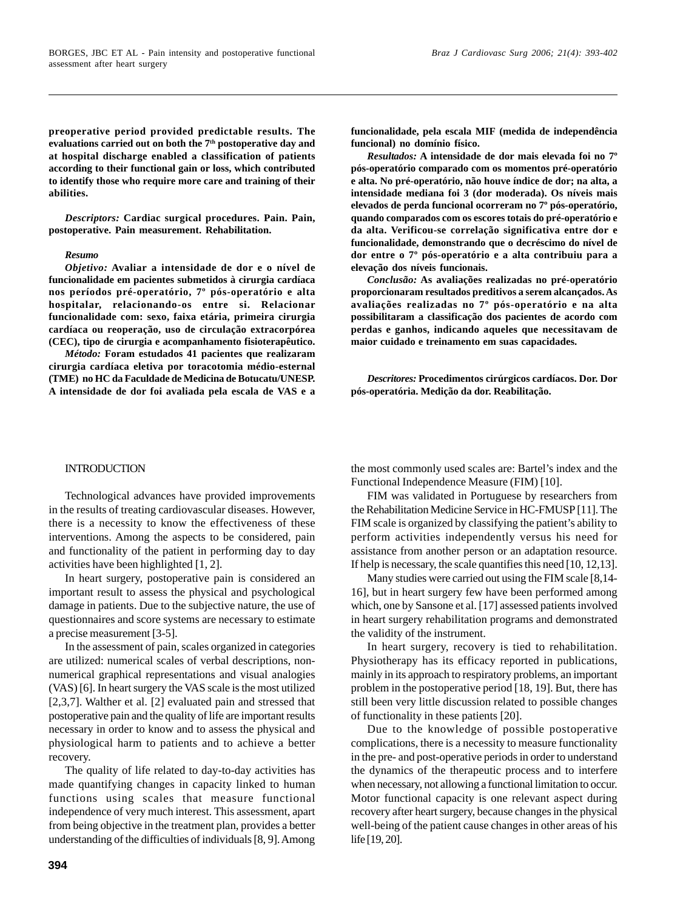**preoperative period provided predictable results. The evaluations carried out on both the 7th postoperative day and at hospital discharge enabled a classification of patients according to their functional gain or loss, which contributed to identify those who require more care and training of their abilities.**

***Descriptors:*** **Cardiac surgical procedures. Pain. Pain, postoperative. Pain measurement. Rehabilitation.**

***Resumo***

***Objetivo:*** **Avaliar a intensidade de dor e o nível de funcionalidade em pacientes submetidos à cirurgia cardíaca nos períodos pré-operatório, 7º pós-operatório e alta hospitalar, relacionando-os entre si. Relacionar funcionalidade com: sexo, faixa etária, primeira cirurgia cardíaca ou reoperação, uso de circulação extracorpórea (CEC), tipo de cirurgia e acompanhamento fisioterapêutico.**

***Método:*** **Foram estudados 41 pacientes que realizaram cirurgia cardíaca eletiva por toracotomia médio-esternal (TME) no HC da Faculdade de Medicina de Botucatu/UNESP. A intensidade de dor foi avaliada pela escala de VAS e a funcionalidade, pela escala MIF (medida de independência funcional) no domínio físico.**

***Resultados:*** **A intensidade de dor mais elevada foi no 7º pós-operatório comparado com os momentos pré-operatório e alta. No pré-operatório, não houve índice de dor; na alta, a intensidade mediana foi 3 (dor moderada). Os níveis mais elevados de perda funcional ocorreram no 7º pós-operatório, quando comparados com os escores totais do pré-operatório e da alta. Verificou-se correlação significativa entre dor e funcionalidade, demonstrando que o decréscimo do nível de dor entre o 7º pós-operatório e a alta contribuiu para a elevação dos níveis funcionais.**

***Conclusão:*** **As avaliações realizadas no pré-operatório proporcionaram resultados preditivos a serem alcançados. As avaliações realizadas no 7º pós-operatório e na alta possibilitaram a classificação dos pacientes de acordo com perdas e ganhos, indicando aqueles que necessitavam de maior cuidado e treinamento em suas capacidades.**

***Descritores:*** **Procedimentos cirúrgicos cardíacos. Dor. Dor pós-operatória. Medição da dor. Reabilitação.**

## INTRODUCTION

Technological advances have provided improvements in the results of treating cardiovascular diseases. However, there is a necessity to know the effectiveness of these interventions. Among the aspects to be considered, pain and functionality of the patient in performing day to day activities have been highlighted [1, 2].

In heart surgery, postoperative pain is considered an important result to assess the physical and psychological damage in patients. Due to the subjective nature, the use of questionnaires and score systems are necessary to estimate a precise measurement [3-5].

In the assessment of pain, scales organized in categories are utilized: numerical scales of verbal descriptions, non-numerical graphical representations and visual analogies (VAS) [6]. In heart surgery the VAS scale is the most utilized [2,3,7]. Walther et al. [2] evaluated pain and stressed that postoperative pain and the quality of life are important results necessary in order to know and to assess the physical and physiological harm to patients and to achieve a better recovery.

The quality of life related to day-to-day activities has made quantifying changes in capacity linked to human functions using scales that measure functional independence of very much interest. This assessment, apart from being objective in the treatment plan, provides a better understanding of the difficulties of individuals [8, 9]. Among the most commonly used scales are: Bartel's index and the Functional Independence Measure (FIM) [10].

FIM was validated in Portuguese by researchers from the Rehabilitation Medicine Service in HC-FMUSP [11]. The FIM scale is organized by classifying the patient's ability to perform activities independently versus his need for assistance from another person or an adaptation resource. If help is necessary, the scale quantifies this need [10, 12,13].

Many studies were carried out using the FIM scale [8,14-16], but in heart surgery few have been performed among which, one by Sansone et al. [17] assessed patients involved in heart surgery rehabilitation programs and demonstrated the validity of the instrument.

In heart surgery, recovery is tied to rehabilitation. Physiotherapy has its efficacy reported in publications, mainly in its approach to respiratory problems, an important problem in the postoperative period [18, 19]. But, there has still been very little discussion related to possible changes of functionality in these patients [20].

Due to the knowledge of possible postoperative complications, there is a necessity to measure functionality in the pre- and post-operative periods in order to understand the dynamics of the therapeutic process and to interfere when necessary, not allowing a functional limitation to occur. Motor functional capacity is one relevant aspect during recovery after heart surgery, because changes in the physical well-being of the patient cause changes in other areas of his life [19, 20].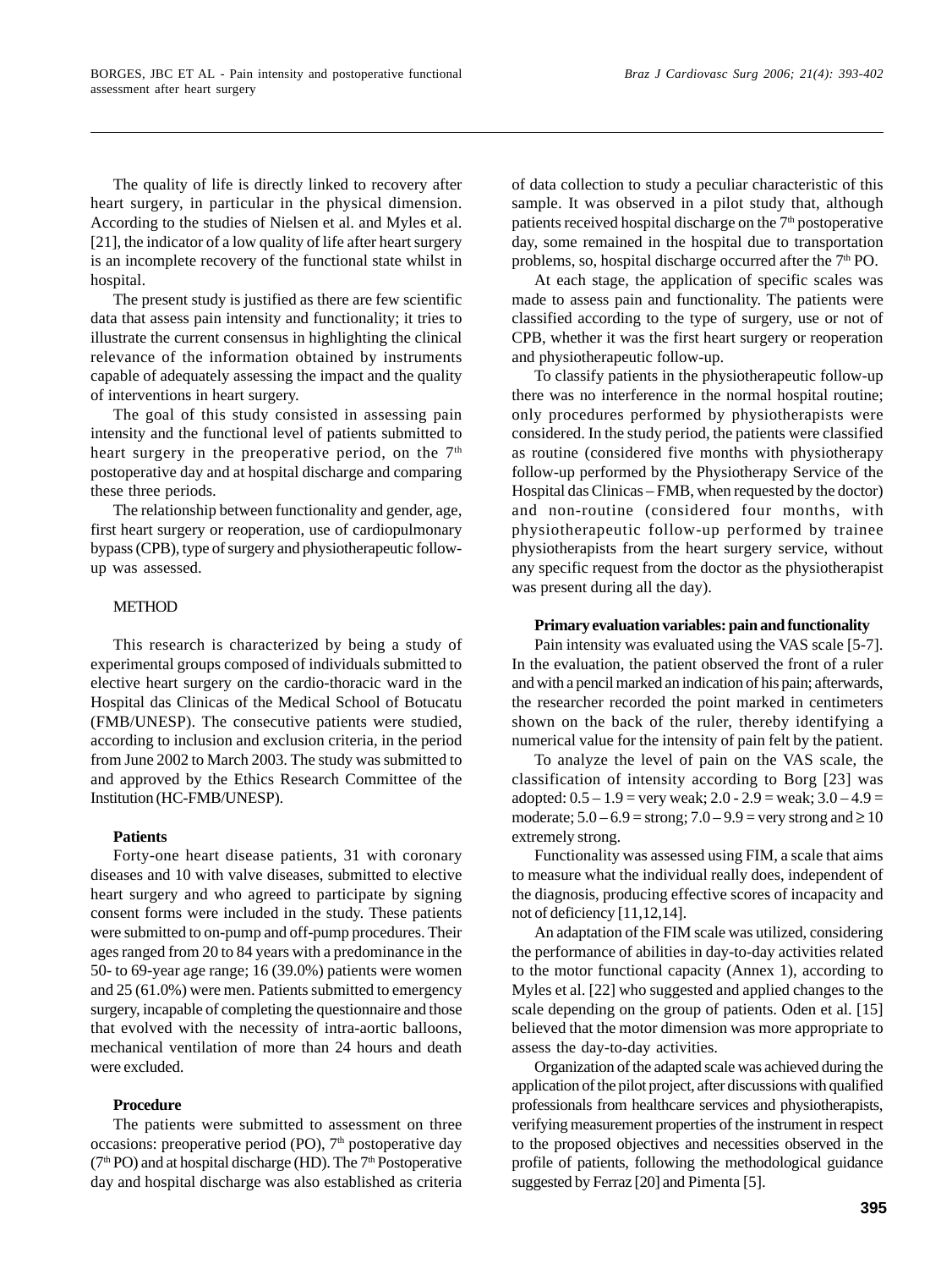The quality of life is directly linked to recovery after heart surgery, in particular in the physical dimension. According to the studies of Nielsen et al. and Myles et al. [21], the indicator of a low quality of life after heart surgery is an incomplete recovery of the functional state whilst in hospital.

The present study is justified as there are few scientific data that assess pain intensity and functionality; it tries to illustrate the current consensus in highlighting the clinical relevance of the information obtained by instruments capable of adequately assessing the impact and the quality of interventions in heart surgery.

The goal of this study consisted in assessing pain intensity and the functional level of patients submitted to heart surgery in the preoperative period, on the 7th postoperative day and at hospital discharge and comparing these three periods.

The relationship between functionality and gender, age, first heart surgery or reoperation, use of cardiopulmonary bypass (CPB), type of surgery and physiotherapeutic follow-up was assessed.

## METHOD

This research is characterized by being a study of experimental groups composed of individuals submitted to elective heart surgery on the cardio-thoracic ward in the Hospital das Clinicas of the Medical School of Botucatu (FMB/UNESP). The consecutive patients were studied, according to inclusion and exclusion criteria, in the period from June 2002 to March 2003. The study was submitted to and approved by the Ethics Research Committee of the Institution (HC-FMB/UNESP).

### Patients

Forty-one heart disease patients, 31 with coronary diseases and 10 with valve diseases, submitted to elective heart surgery and who agreed to participate by signing consent forms were included in the study. These patients were submitted to on-pump and off-pump procedures. Their ages ranged from 20 to 84 years with a predominance in the 50- to 69-year age range; 16 (39.0%) patients were women and 25 (61.0%) were men. Patients submitted to emergency surgery, incapable of completing the questionnaire and those that evolved with the necessity of intra-aortic balloons, mechanical ventilation of more than 24 hours and death were excluded.

### Procedure

The patients were submitted to assessment on three occasions: preoperative period (PO), 7th postoperative day (7th PO) and at hospital discharge (HD). The 7th Postoperative day and hospital discharge was also established as criteria of data collection to study a peculiar characteristic of this sample. It was observed in a pilot study that, although patients received hospital discharge on the 7th postoperative day, some remained in the hospital due to transportation problems, so, hospital discharge occurred after the 7th PO.

At each stage, the application of specific scales was made to assess pain and functionality. The patients were classified according to the type of surgery, use or not of CPB, whether it was the first heart surgery or reoperation and physiotherapeutic follow-up.

To classify patients in the physiotherapeutic follow-up there was no interference in the normal hospital routine; only procedures performed by physiotherapists were considered. In the study period, the patients were classified as routine (considered five months with physiotherapy follow-up performed by the Physiotherapy Service of the Hospital das Clinicas – FMB, when requested by the doctor) and non-routine (considered four months, with physiotherapeutic follow-up performed by trainee physiotherapists from the heart surgery service, without any specific request from the doctor as the physiotherapist was present during all the day).

### Primary evaluation variables: pain and functionality

Pain intensity was evaluated using the VAS scale [5-7]. In the evaluation, the patient observed the front of a ruler and with a pencil marked an indication of his pain; afterwards, the researcher recorded the point marked in centimeters shown on the back of the ruler, thereby identifying a numerical value for the intensity of pain felt by the patient.

To analyze the level of pain on the VAS scale, the classification of intensity according to Borg [23] was adopted: 0.5 – 1.9 = very weak; 2.0 - 2.9 = weak; 3.0 – 4.9 = moderate; 5.0 – 6.9 = strong; 7.0 – 9.9 = very strong and ≥ 10 extremely strong.

Functionality was assessed using FIM, a scale that aims to measure what the individual really does, independent of the diagnosis, producing effective scores of incapacity and not of deficiency [11,12,14].

An adaptation of the FIM scale was utilized, considering the performance of abilities in day-to-day activities related to the motor functional capacity (Annex 1), according to Myles et al. [22] who suggested and applied changes to the scale depending on the group of patients. Oden et al. [15] believed that the motor dimension was more appropriate to assess the day-to-day activities.

Organization of the adapted scale was achieved during the application of the pilot project, after discussions with qualified professionals from healthcare services and physiotherapists, verifying measurement properties of the instrument in respect to the proposed objectives and necessities observed in the profile of patients, following the methodological guidance suggested by Ferraz [20] and Pimenta [5].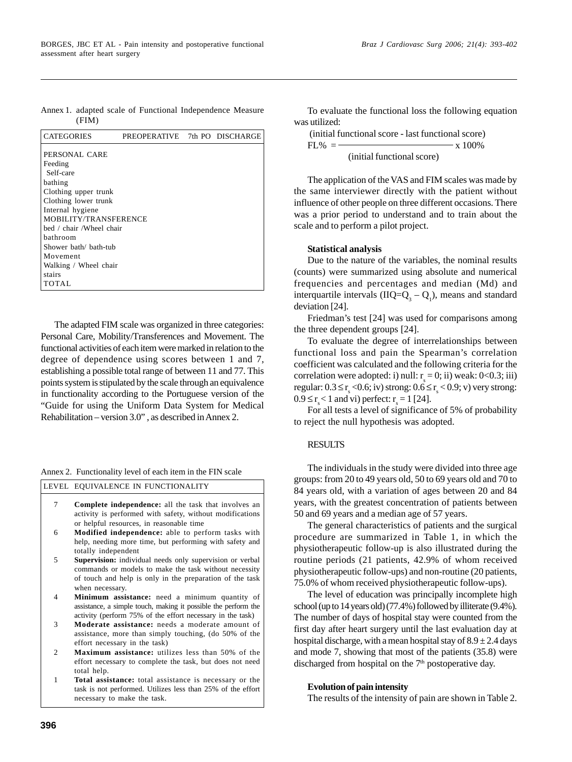Annex 1. adapted scale of Functional Independence Measure (FIM)

| CATEGORIES | PREOPERATIVE | 7th PO | DISCHARGE |
|---|---|---|---|
| PERSONAL CARE | | | |
| Feeding | | | |
| Self-care | | | |
| bathing | | | |
| Clothing upper trunk | | | |
| Clothing lower trunk | | | |
| Internal hygiene | | | |
| MOBILITY/TRANSFERENCE | | | |
| bed / chair /Wheel chair | | | |
| bathroom | | | |
| Shower bath/ bath-tub | | | |
| Movement | | | |
| Walking / Wheel chair | | | |
| stairs | | | |
| TOTAL | | | |

The adapted FIM scale was organized in three categories: Personal Care, Mobility/Transferences and Movement. The functional activities of each item were marked in relation to the degree of dependence using scores between 1 and 7, establishing a possible total range of between 11 and 77. This points system is stipulated by the scale through an equivalence in functionality according to the Portuguese version of the "Guide for using the Uniform Data System for Medical Rehabilitation – version 3.0" , as described in Annex 2.

Annex 2. Functionality level of each item in the FIN scale

| LEVEL | EQUIVALENCE IN FUNCTIONALITY |
|---|---|
| 7 | **Complete independence:** all the task that involves an activity is performed with safety, without modifications or helpful resources, in reasonable time |
| 6 | **Modified independence:** able to perform tasks with help, needing more time, but performing with safety and totally independent |
| 5 | **Supervision:** individual needs only supervision or verbal commands or models to make the task without necessity of touch and help is only in the preparation of the task when necessary. |
| 4 | **Minimum assistance:** need a minimum quantity of assistance, a simple touch, making it possible the perform the activity (perform 75% of the effort necessary in the task) |
| 3 | **Moderate assistance:** needs a moderate amount of assistance, more than simply touching, (do 50% of the effort necessary in the task) |
| 2 | **Maximum assistance:** utilizes less than 50% of the effort necessary to complete the task, but does not need total help. |
| 1 | **Total assistance:** total assistance is necessary or the task is not performed. Utilizes less than 25% of the effort necessary to make the task. |

To evaluate the functional loss the following equation was utilized:

$$FL\% = \frac{\text{(initial functional score - last functional score)}}{\text{(initial functional score)}} \times 100\%$$

The application of the VAS and FIM scales was made by the same interviewer directly with the patient without influence of other people on three different occasions. There was a prior period to understand and to train about the scale and to perform a pilot project.

**Statistical analysis**

Due to the nature of the variables, the nominal results (counts) were summarized using absolute and numerical frequencies and percentages and median (Md) and interquartile intervals ($IIQ=Q_3 - Q_1$), means and standard deviation [24].

Friedman's test [24] was used for comparisons among the three dependent groups [24].

To evaluate the degree of interrelationships between functional loss and pain the Spearman's correlation coefficient was calculated and the following criteria for the correlation were adopted: i) null: $r_s = 0$; ii) weak: $0<0.3$; iii) regular: $0.3 \leq r_s <0.6$; iv) strong: $0.6 \leq r_s < 0.9$; v) very strong: $0.9 \leq r_s < 1$ and vi) perfect: $r_s = 1$ [24].

For all tests a level of significance of 5% of probability to reject the null hypothesis was adopted.

RESULTS

The individuals in the study were divided into three age groups: from 20 to 49 years old, 50 to 69 years old and 70 to 84 years old, with a variation of ages between 20 and 84 years, with the greatest concentration of patients between 50 and 69 years and a median age of 57 years.

The general characteristics of patients and the surgical procedure are summarized in Table 1, in which the physiotherapeutic follow-up is also illustrated during the routine periods (21 patients, 42.9% of whom received physiotherapeutic follow-ups) and non-routine (20 patients, 75.0% of whom received physiotherapeutic follow-ups).

The level of education was principally incomplete high school (up to 14 years old) (77.4%) followed by illiterate (9.4%). The number of days of hospital stay were counted from the first day after heart surgery until the last evaluation day at hospital discharge, with a mean hospital stay of $8.9 \pm 2.4$ days and mode 7, showing that most of the patients (35.8) were discharged from hospital on the 7th postoperative day.

**Evolution of pain intensity**

The results of the intensity of pain are shown in Table 2.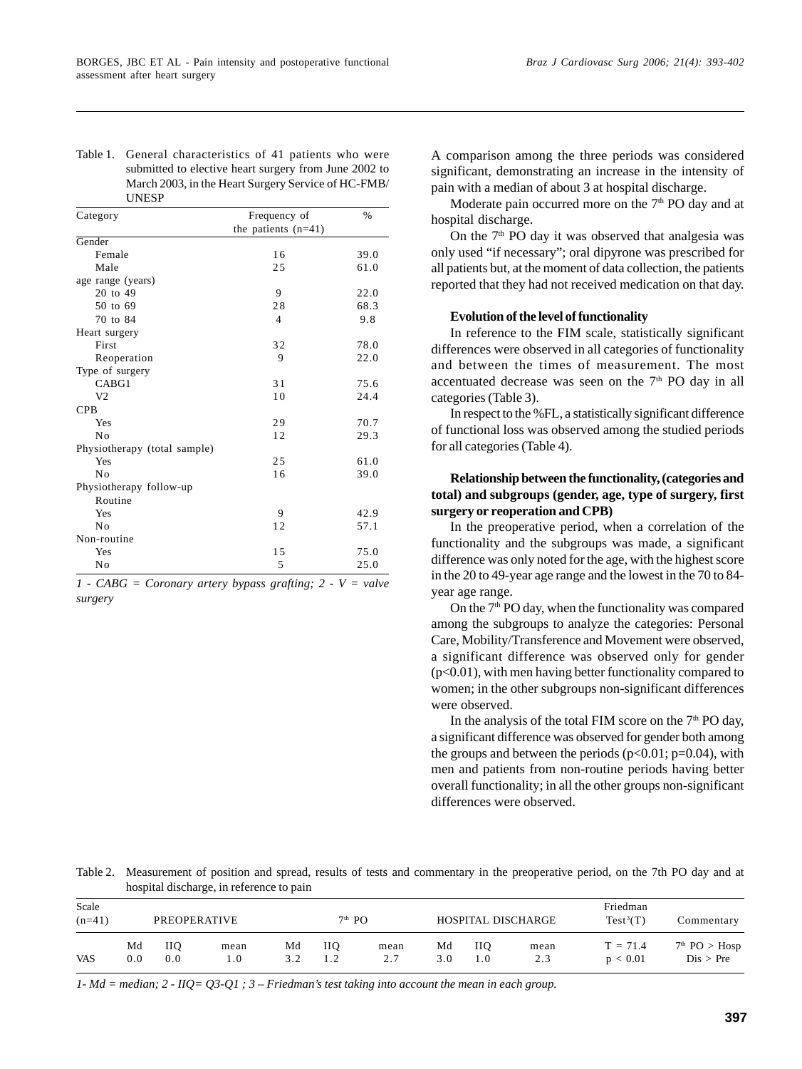Table 1. General characteristics of 41 patients who were submitted to elective heart surgery from June 2002 to March 2003, in the Heart Surgery Service of HC-FMB/ UNESP

| Category | Frequency of the patients (n=41) | % |
|---|---|---|
| Gender | | |
| Female | 16 | 39.0 |
| Male | 25 | 61.0 |
| age range (years) | | |
| 20 to 49 | 9 | 22.0 |
| 50 to 69 | 28 | 68.3 |
| 70 to 84 | 4 | 9.8 |
| Heart surgery | | |
| First | 32 | 78.0 |
| Reoperation | 9 | 22.0 |
| Type of surgery | | |
| CABG1 | 31 | 75.6 |
| V2 | 10 | 24.4 |
| CPB | | |
| Yes | 29 | 70.7 |
| No | 12 | 29.3 |
| Physiotherapy (total sample) | | |
| Yes | 25 | 61.0 |
| No | 16 | 39.0 |
| Physiotherapy follow-up | | |
| Routine | | |
| Yes | 9 | 42.9 |
| No | 12 | 57.1 |
| Non-routine | | |
| Yes | 15 | 75.0 |
| No | 5 | 25.0 |

*1 - CABG = Coronary artery bypass grafting; 2 - V = valve surgery*

A comparison among the three periods was considered significant, demonstrating an increase in the intensity of pain with a median of about 3 at hospital discharge.

Moderate pain occurred more on the 7th PO day and at hospital discharge.

On the 7th PO day it was observed that analgesia was only used "if necessary"; oral dipyrone was prescribed for all patients but, at the moment of data collection, the patients reported that they had not received medication on that day.

**Evolution of the level of functionality**

In reference to the FIM scale, statistically significant differences were observed in all categories of functionality and between the times of measurement. The most accentuated decrease was seen on the 7th PO day in all categories (Table 3).

In respect to the %FL, a statistically significant difference of functional loss was observed among the studied periods for all categories (Table 4).

**Relationship between the functionality, (categories and total) and subgroups (gender, age, type of surgery, first surgery or reoperation and CPB)**

In the preoperative period, when a correlation of the functionality and the subgroups was made, a significant difference was only noted for the age, with the highest score in the 20 to 49-year age range and the lowest in the 70 to 84-year age range.

On the 7th PO day, when the functionality was compared among the subgroups to analyze the categories: Personal Care, Mobility/Transference and Movement were observed, a significant difference was observed only for gender ($p<0.01$), with men having better functionality compared to women; in the other subgroups non-significant differences were observed.

In the analysis of the total FIM score on the 7th PO day, a significant difference was observed for gender both among the groups and between the periods ($p<0.01$; $p=0.04$), with men and patients from non-routine periods having better overall functionality; in all the other groups non-significant differences were observed.

Table 2. Measurement of position and spread, results of tests and commentary in the preoperative period, on the 7th PO day and at hospital discharge, in reference to pain

| Scale (n=41) | PREOPERATIVE | | | 7th PO | | | HOSPITAL DISCHARGE | | | Friedman Test[3](T) | Commentary |
|---|---|---|---|---|---|---|---|---|---|---|---|
| | Md | IIQ | mean | Md | IIQ | mean | Md | IIQ | mean | | |
| VAS | 0.0 | 0.0 | 1.0 | 3.2 | 1.2 | 2.7 | 3.0 | 1.0 | 2.3 | T = 71.4 p < 0.01 | 7th PO > Hosp Dis > Pre |

*1- Md = median; 2 - IIQ= Q3-Q1 ; 3 – Friedman's test taking into account the mean in each group.*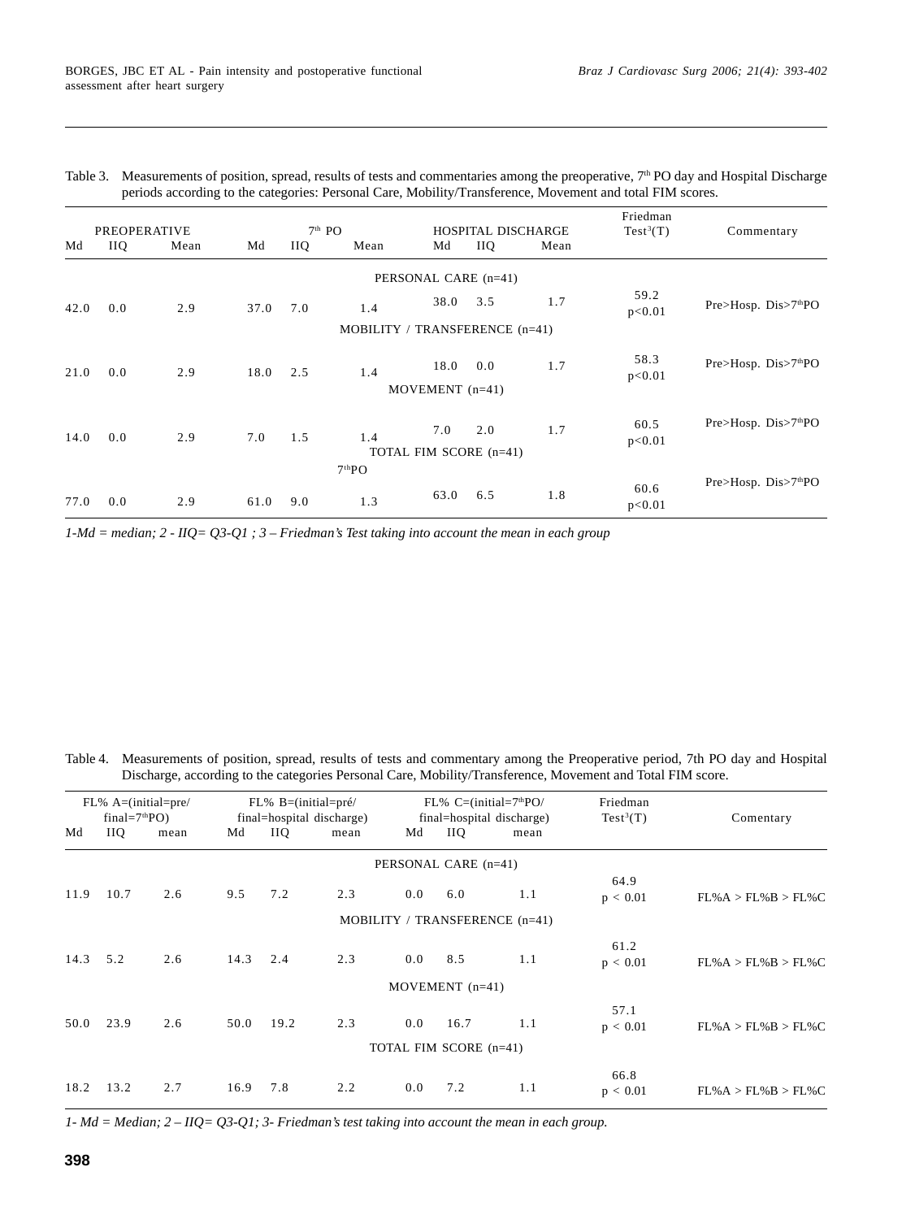Table 3. Measurements of position, spread, results of tests and commentaries among the preoperative, 7th PO day and Hospital Discharge periods according to the categories: Personal Care, Mobility/Transference, Movement and total FIM scores.

| PREOPERATIVE | | | 7th PO | | | HOSPITAL DISCHARGE | | | Friedman Test[3](T) | Commentary |
|---|---|---|---|---|---|---|---|---|---|---|
| Md | IIQ | Mean | Md | IIQ | Mean | Md | IIQ | Mean | | |
| PERSONAL CARE (n=41) | | | | | | | | | | |
| 42.0 | 0.0 | 2.9 | 37.0 | 7.0 | 1.4 | 38.0 | 3.5 | 1.7 | 59.2 $p<0.01$ | Pre>Hosp. Dis>7thPO |
| MOBILITY / TRANSFERENCE (n=41) | | | | | | | | | | |
| 21.0 | 0.0 | 2.9 | 18.0 | 2.5 | 1.4 | 18.0 | 0.0 | 1.7 | 58.3 $p<0.01$ | Pre>Hosp. Dis>7thPO |
| MOVEMENT (n=41) | | | | | | | | | | |
| 14.0 | 0.0 | 2.9 | 7.0 | 1.5 | 1.4 | 7.0 | 2.0 | 1.7 | 60.5 $p<0.01$ | Pre>Hosp. Dis>7thPO |
| TOTAL FIM SCORE (n=41) 7thPO | | | | | | | | | | |
| 77.0 | 0.0 | 2.9 | 61.0 | 9.0 | 1.3 | 63.0 | 6.5 | 1.8 | 60.6 $p<0.01$ | Pre>Hosp. Dis>7thPO |

*1-Md = median; 2 - IIQ= Q3-Q1 ; 3 – Friedman's Test taking into account the mean in each group*

Table 4. Measurements of position, spread, results of tests and commentary among the Preoperative period, 7th PO day and Hospital Discharge, according to the categories Personal Care, Mobility/Transference, Movement and Total FIM score.

| FL% A=(initial=pre/ final=7thPO) | | | FL% B=(initial=pré/ final=hospital discharge) | | | FL% C=(initial=7thPO/ final=hospital discharge) | | | Friedman Test[3](T) | Comentary |
|---|---|---|---|---|---|---|---|---|---|---|
| Md | IIQ | mean | Md | IIQ | mean | Md | IIQ | mean | | |
| PERSONAL CARE (n=41) | | | | | | | | | | |
| 11.9 | 10.7 | 2.6 | 9.5 | 7.2 | 2.3 | 0.0 | 6.0 | 1.1 | 64.9 $p < 0.01$ | FL%A > FL%B > FL%C |
| MOBILITY / TRANSFERENCE (n=41) | | | | | | | | | | |
| 14.3 | 5.2 | 2.6 | 14.3 | 2.4 | 2.3 | 0.0 | 8.5 | 1.1 | 61.2 $p < 0.01$ | FL%A > FL%B > FL%C |
| MOVEMENT (n=41) | | | | | | | | | | |
| 50.0 | 23.9 | 2.6 | 50.0 | 19.2 | 2.3 | 0.0 | 16.7 | 1.1 | 57.1 $p < 0.01$ | FL%A > FL%B > FL%C |
| TOTAL FIM SCORE (n=41) | | | | | | | | | | |
| 18.2 | 13.2 | 2.7 | 16.9 | 7.8 | 2.2 | 0.0 | 7.2 | 1.1 | 66.8 $p < 0.01$ | FL%A > FL%B > FL%C |

*1- Md = Median; 2 – IIQ= Q3-Q1; 3- Friedman's test taking into account the mean in each group.*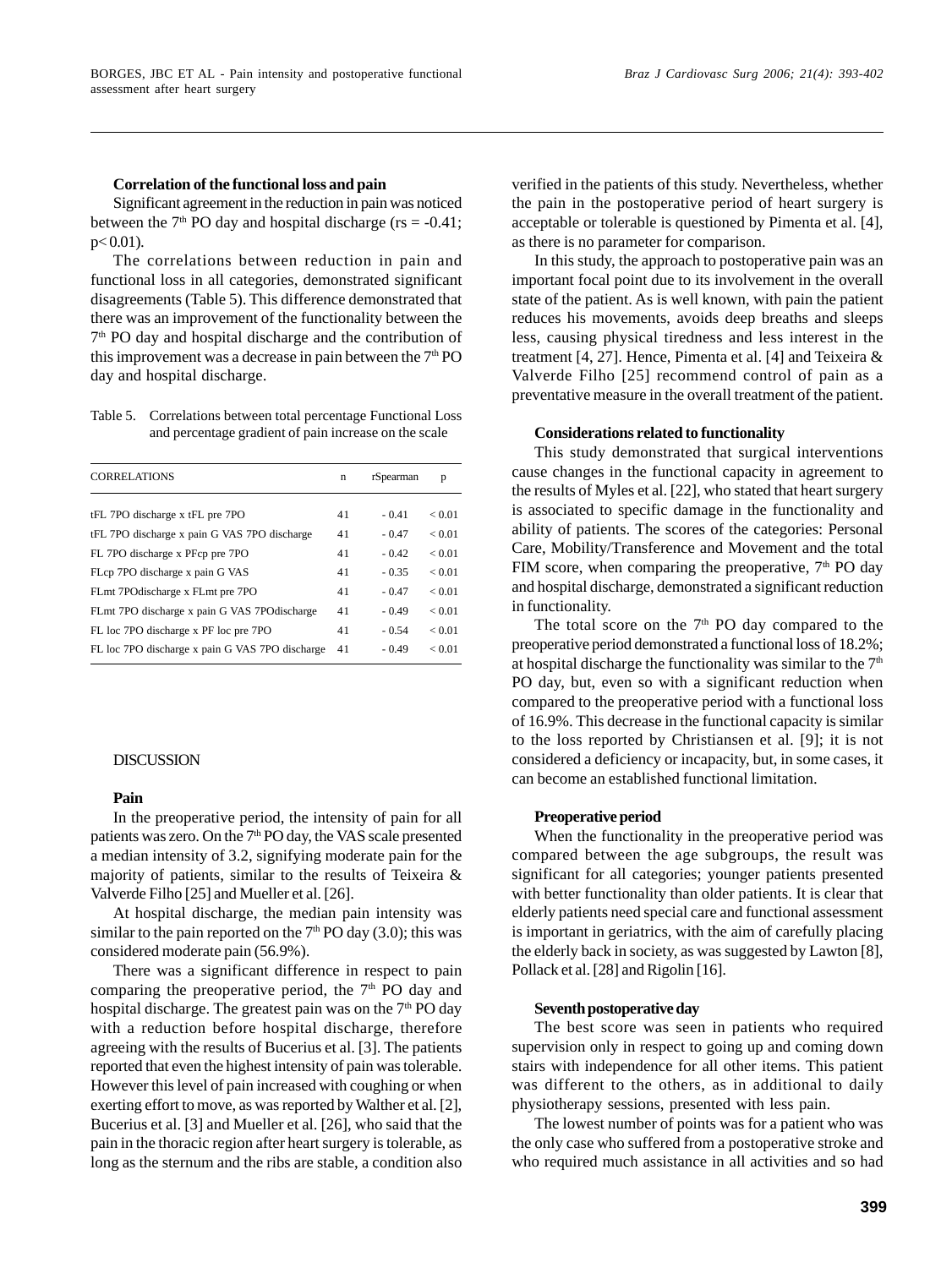### Correlation of the functional loss and pain

Significant agreement in the reduction in pain was noticed between the 7th PO day and hospital discharge ($rs = -0.41$; $p < 0.01$).

The correlations between reduction in pain and functional loss in all categories, demonstrated significant disagreements (Table 5). This difference demonstrated that there was an improvement of the functionality between the 7th PO day and hospital discharge and the contribution of this improvement was a decrease in pain between the 7th PO day and hospital discharge.

Table 5. Correlations between total percentage Functional Loss and percentage gradient of pain increase on the scale

| CORRELATIONS | n | rSpearman | p |
|---|---|---|---|
| tFL 7PO discharge x tFL pre 7PO | 41 | - 0.41 | < 0.01 |
| tFL 7PO discharge x pain G VAS 7PO discharge | 41 | - 0.47 | < 0.01 |
| FL 7PO discharge x PFcp pre 7PO | 41 | - 0.42 | < 0.01 |
| FLcp 7PO discharge x pain G VAS | 41 | - 0.35 | < 0.01 |
| FLmt 7POdischarge x FLmt pre 7PO | 41 | - 0.47 | < 0.01 |
| FLmt 7PO discharge x pain G VAS 7POdischarge | 41 | - 0.49 | < 0.01 |
| FL loc 7PO discharge x PF loc pre 7PO | 41 | - 0.54 | < 0.01 |
| FL loc 7PO discharge x pain G VAS 7PO discharge | 41 | - 0.49 | < 0.01 |

## DISCUSSION

### Pain

In the preoperative period, the intensity of pain for all patients was zero. On the 7th PO day, the VAS scale presented a median intensity of 3.2, signifying moderate pain for the majority of patients, similar to the results of Teixeira & Valverde Filho [25] and Mueller et al. [26].

At hospital discharge, the median pain intensity was similar to the pain reported on the 7th PO day (3.0); this was considered moderate pain (56.9%).

There was a significant difference in respect to pain comparing the preoperative period, the 7th PO day and hospital discharge. The greatest pain was on the 7th PO day with a reduction before hospital discharge, therefore agreeing with the results of Bucerius et al. [3]. The patients reported that even the highest intensity of pain was tolerable. However this level of pain increased with coughing or when exerting effort to move, as was reported by Walther et al. [2], Bucerius et al. [3] and Mueller et al. [26], who said that the pain in the thoracic region after heart surgery is tolerable, as long as the sternum and the ribs are stable, a condition also verified in the patients of this study. Nevertheless, whether the pain in the postoperative period of heart surgery is acceptable or tolerable is questioned by Pimenta et al. [4], as there is no parameter for comparison.

In this study, the approach to postoperative pain was an important focal point due to its involvement in the overall state of the patient. As is well known, with pain the patient reduces his movements, avoids deep breaths and sleeps less, causing physical tiredness and less interest in the treatment [4, 27]. Hence, Pimenta et al. [4] and Teixeira & Valverde Filho [25] recommend control of pain as a preventative measure in the overall treatment of the patient.

### Considerations related to functionality

This study demonstrated that surgical interventions cause changes in the functional capacity in agreement to the results of Myles et al. [22], who stated that heart surgery is associated to specific damage in the functionality and ability of patients. The scores of the categories: Personal Care, Mobility/Transference and Movement and the total FIM score, when comparing the preoperative, 7th PO day and hospital discharge, demonstrated a significant reduction in functionality.

The total score on the 7th PO day compared to the preoperative period demonstrated a functional loss of 18.2%; at hospital discharge the functionality was similar to the 7th PO day, but, even so with a significant reduction when compared to the preoperative period with a functional loss of 16.9%. This decrease in the functional capacity is similar to the loss reported by Christiansen et al. [9]; it is not considered a deficiency or incapacity, but, in some cases, it can become an established functional limitation.

### Preoperative period

When the functionality in the preoperative period was compared between the age subgroups, the result was significant for all categories; younger patients presented with better functionality than older patients. It is clear that elderly patients need special care and functional assessment is important in geriatrics, with the aim of carefully placing the elderly back in society, as was suggested by Lawton [8], Pollack et al. [28] and Rigolin [16].

### Seventh postoperative day

The best score was seen in patients who required supervision only in respect to going up and coming down stairs with independence for all other items. This patient was different to the others, as in additional to daily physiotherapy sessions, presented with less pain.

The lowest number of points was for a patient who was the only case who suffered from a postoperative stroke and who required much assistance in all activities and so had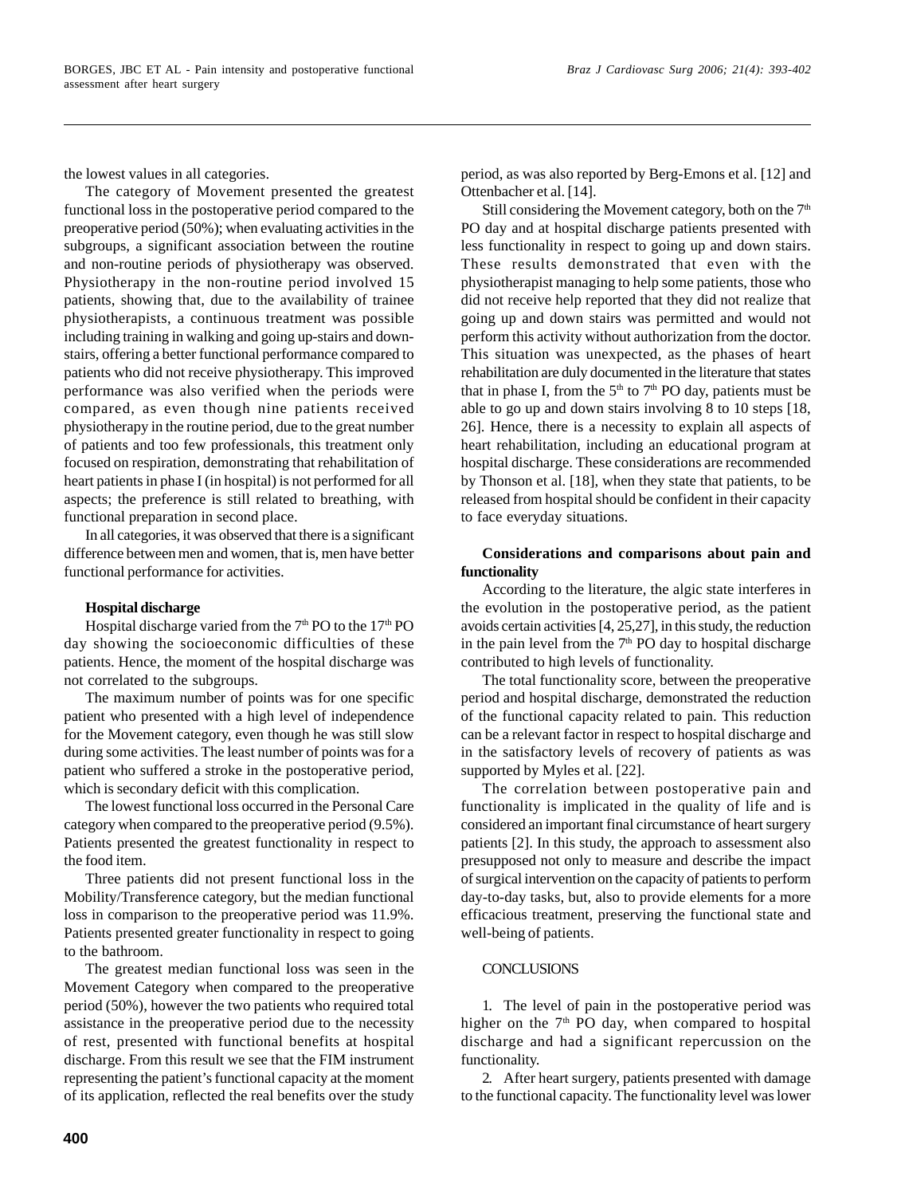the lowest values in all categories.

The category of Movement presented the greatest functional loss in the postoperative period compared to the preoperative period (50%); when evaluating activities in the subgroups, a significant association between the routine and non-routine periods of physiotherapy was observed. Physiotherapy in the non-routine period involved 15 patients, showing that, due to the availability of trainee physiotherapists, a continuous treatment was possible including training in walking and going up-stairs and down-stairs, offering a better functional performance compared to patients who did not receive physiotherapy. This improved performance was also verified when the periods were compared, as even though nine patients received physiotherapy in the routine period, due to the great number of patients and too few professionals, this treatment only focused on respiration, demonstrating that rehabilitation of heart patients in phase I (in hospital) is not performed for all aspects; the preference is still related to breathing, with functional preparation in second place.

In all categories, it was observed that there is a significant difference between men and women, that is, men have better functional performance for activities.

**Hospital discharge**

Hospital discharge varied from the 7th PO to the 17th PO day showing the socioeconomic difficulties of these patients. Hence, the moment of the hospital discharge was not correlated to the subgroups.

The maximum number of points was for one specific patient who presented with a high level of independence for the Movement category, even though he was still slow during some activities. The least number of points was for a patient who suffered a stroke in the postoperative period, which is secondary deficit with this complication.

The lowest functional loss occurred in the Personal Care category when compared to the preoperative period (9.5%). Patients presented the greatest functionality in respect to the food item.

Three patients did not present functional loss in the Mobility/Transference category, but the median functional loss in comparison to the preoperative period was 11.9%. Patients presented greater functionality in respect to going to the bathroom.

The greatest median functional loss was seen in the Movement Category when compared to the preoperative period (50%), however the two patients who required total assistance in the preoperative period due to the necessity of rest, presented with functional benefits at hospital discharge. From this result we see that the FIM instrument representing the patient's functional capacity at the moment of its application, reflected the real benefits over the study period, as was also reported by Berg-Emons et al. [12] and Ottenbacher et al. [14].

Still considering the Movement category, both on the 7th PO day and at hospital discharge patients presented with less functionality in respect to going up and down stairs. These results demonstrated that even with the physiotherapist managing to help some patients, those who did not receive help reported that they did not realize that going up and down stairs was permitted and would not perform this activity without authorization from the doctor. This situation was unexpected, as the phases of heart rehabilitation are duly documented in the literature that states that in phase I, from the 5th to 7th PO day, patients must be able to go up and down stairs involving 8 to 10 steps [18, 26]. Hence, there is a necessity to explain all aspects of heart rehabilitation, including an educational program at hospital discharge. These considerations are recommended by Thonson et al. [18], when they state that patients, to be released from hospital should be confident in their capacity to face everyday situations.

**Considerations and comparisons about pain and functionality**

According to the literature, the algic state interferes in the evolution in the postoperative period, as the patient avoids certain activities [4, 25,27], in this study, the reduction in the pain level from the 7th PO day to hospital discharge contributed to high levels of functionality.

The total functionality score, between the preoperative period and hospital discharge, demonstrated the reduction of the functional capacity related to pain. This reduction can be a relevant factor in respect to hospital discharge and in the satisfactory levels of recovery of patients as was supported by Myles et al. [22].

The correlation between postoperative pain and functionality is implicated in the quality of life and is considered an important final circumstance of heart surgery patients [2]. In this study, the approach to assessment also presupposed not only to measure and describe the impact of surgical intervention on the capacity of patients to perform day-to-day tasks, but, also to provide elements for a more efficacious treatment, preserving the functional state and well-being of patients.

## CONCLUSIONS

1. The level of pain in the postoperative period was higher on the 7th PO day, when compared to hospital discharge and had a significant repercussion on the functionality.

2. After heart surgery, patients presented with damage to the functional capacity. The functionality level was lower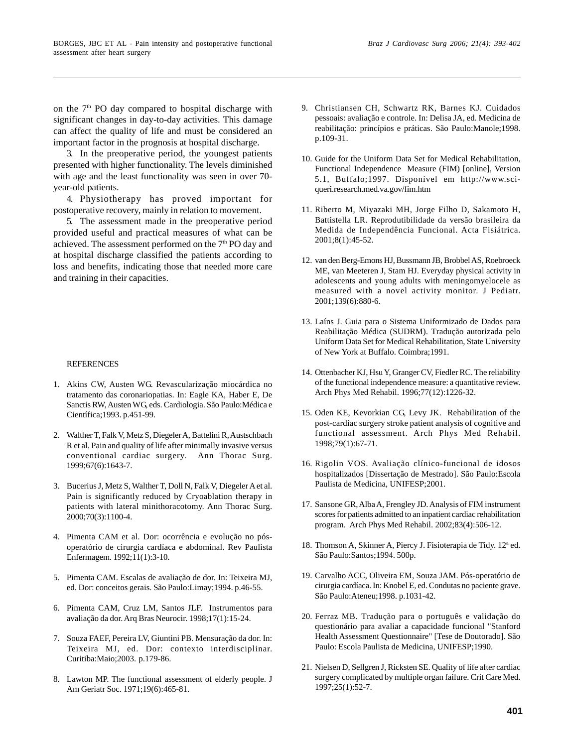on the 7[th] PO day compared to hospital discharge with significant changes in day-to-day activities. This damage can affect the quality of life and must be considered an important factor in the prognosis at hospital discharge.

3. In the preoperative period, the youngest patients presented with higher functionality. The levels diminished with age and the least functionality was seen in over 70-year-old patients.

4. Physiotherapy has proved important for postoperative recovery, mainly in relation to movement.

5. The assessment made in the preoperative period provided useful and practical measures of what can be achieved. The assessment performed on the 7[th] PO day and at hospital discharge classified the patients according to loss and benefits, indicating those that needed more care and training in their capacities.

## REFERENCES

1. Akins CW, Austen WG. Revascularização miocárdica no tratamento das coronariopatias. In: Eagle KA, Haber E, De Sanctis RW, Austen WG, eds. Cardiologia. São Paulo:Médica e Científica;1993. p.451-99.

2. Walther T, Falk V, Metz S, Diegeler A, Battelini R, Austschbach R et al. Pain and quality of life after minimally invasive versus conventional cardiac surgery. Ann Thorac Surg. 1999;67(6):1643-7.

3. Bucerius J, Metz S, Walther T, Doll N, Falk V, Diegeler A et al. Pain is significantly reduced by Cryoablation therapy in patients with lateral minithoracotomy. Ann Thorac Surg. 2000;70(3):1100-4.

4. Pimenta CAM et al. Dor: ocorrência e evolução no pós-operatório de cirurgia cardíaca e abdominal. Rev Paulista Enfermagem. 1992;11(1):3-10.

5. Pimenta CAM. Escalas de avaliação de dor. In: Teixeira MJ, ed. Dor: conceitos gerais. São Paulo:Limay;1994. p.46-55.

6. Pimenta CAM, Cruz LM, Santos JLF. Instrumentos para avaliação da dor. Arq Bras Neurocir. 1998;17(1):15-24.

7. Souza FAEF, Pereira LV, Giuntini PB. Mensuração da dor. In: Teixeira MJ, ed. Dor: contexto interdisciplinar. Curitiba:Maio;2003. p.179-86.

8. Lawton MP. The functional assessment of elderly people. J Am Geriatr Soc. 1971;19(6):465-81.

9. Christiansen CH, Schwartz RK, Barnes KJ. Cuidados pessoais: avaliação e controle. In: Delisa JA, ed. Medicina de reabilitação: princípios e práticas. São Paulo:Manole;1998. p.109-31.

10. Guide for the Uniform Data Set for Medical Rehabilitation, Functional Independence Measure (FIM) [online], Version 5.1, Buffalo;1997. Disponível em http://www.sci-queri.research.med.va.gov/fim.htm

11. Riberto M, Miyazaki MH, Jorge Filho D, Sakamoto H, Battistella LR. Reprodutibilidade da versão brasileira da Medida de Independência Funcional. Acta Fisiátrica. 2001;8(1):45-52.

12. van den Berg-Emons HJ, Bussmann JB, Brobbel AS, Roebroeck ME, van Meeteren J, Stam HJ. Everyday physical activity in adolescents and young adults with meningomyelocele as measured with a novel activity monitor. J Pediatr. 2001;139(6):880-6.

13. Laíns J. Guia para o Sistema Uniformizado de Dados para Reabilitação Médica (SUDRM). Tradução autorizada pelo Uniform Data Set for Medical Rehabilitation, State University of New York at Buffalo. Coimbra;1991.

14. Ottenbacher KJ, Hsu Y, Granger CV, Fiedler RC. The reliability of the functional independence measure: a quantitative review. Arch Phys Med Rehabil. 1996;77(12):1226-32.

15. Oden KE, Kevorkian CG, Levy JK. Rehabilitation of the post-cardiac surgery stroke patient analysis of cognitive and functional assessment. Arch Phys Med Rehabil. 1998;79(1):67-71.

16. Rigolin VOS. Avaliação clínico-funcional de idosos hospitalizados [Dissertação de Mestrado]. São Paulo:Escola Paulista de Medicina, UNIFESP;2001.

17. Sansone GR, Alba A, Frengley JD. Analysis of FIM instrument scores for patients admitted to an inpatient cardiac rehabilitation program. Arch Phys Med Rehabil. 2002;83(4):506-12.

18. Thomson A, Skinner A, Piercy J. Fisioterapia de Tidy. 12ª ed. São Paulo:Santos;1994. 500p.

19. Carvalho ACC, Oliveira EM, Souza JAM. Pós-operatório de cirurgia cardíaca. In: Knobel E, ed. Condutas no paciente grave. São Paulo:Ateneu;1998. p.1031-42.

20. Ferraz MB. Tradução para o português e validação do questionário para avaliar a capacidade funcional "Stanford Health Assessment Questionnaire" [Tese de Doutorado]. São Paulo: Escola Paulista de Medicina, UNIFESP;1990.

21. Nielsen D, Sellgren J, Ricksten SE. Quality of life after cardiac surgery complicated by multiple organ failure. Crit Care Med. 1997;25(1):52-7.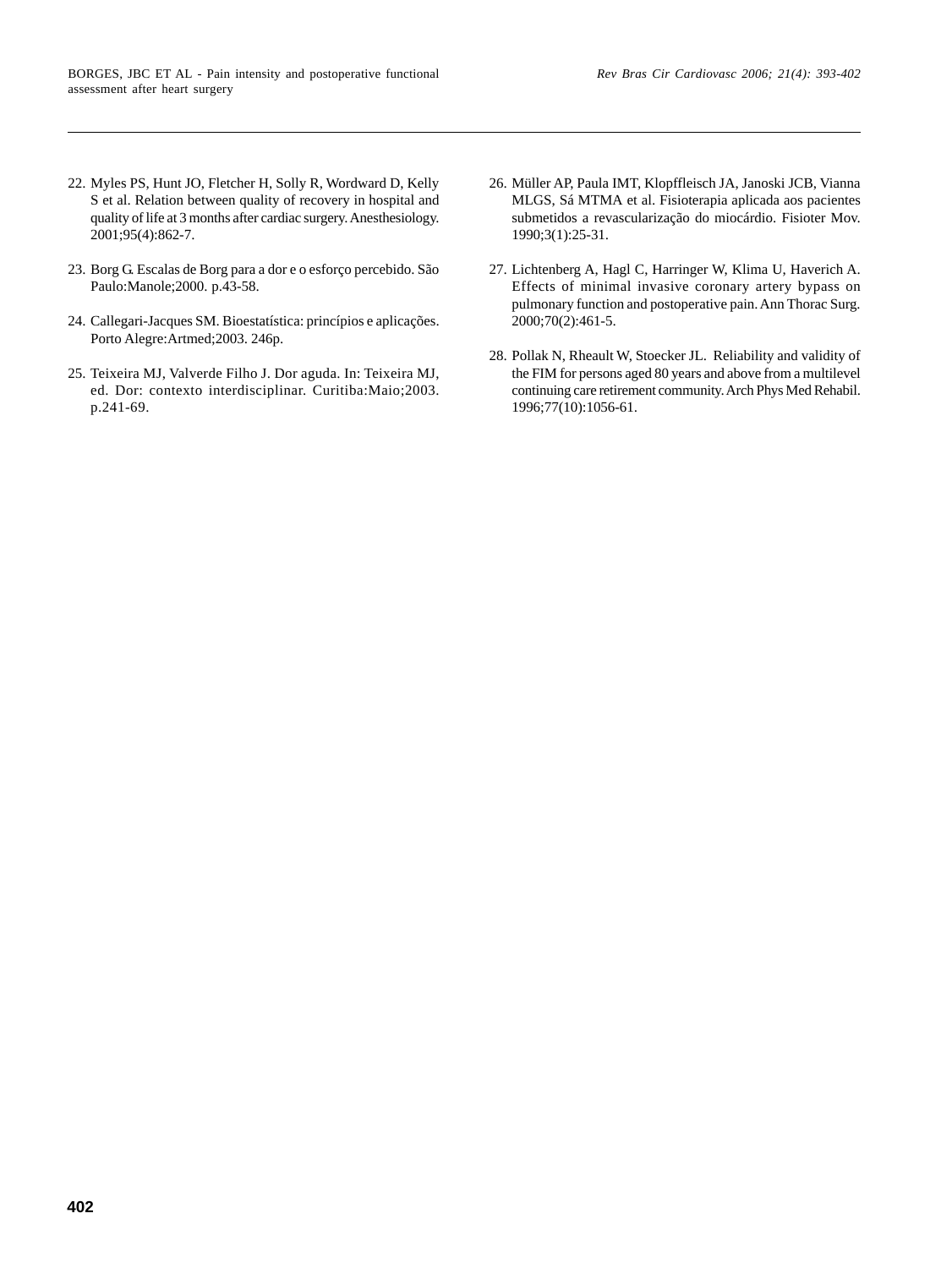22. Myles PS, Hunt JO, Fletcher H, Solly R, Wordward D, Kelly S et al. Relation between quality of recovery in hospital and quality of life at 3 months after cardiac surgery. Anesthesiology. 2001;95(4):862-7.

23. Borg G. Escalas de Borg para a dor e o esforço percebido. São Paulo:Manole;2000. p.43-58.

24. Callegari-Jacques SM. Bioestatística: princípios e aplicações. Porto Alegre:Artmed;2003. 246p.

25. Teixeira MJ, Valverde Filho J. Dor aguda. In: Teixeira MJ, ed. Dor: contexto interdisciplinar. Curitiba:Maio;2003. p.241-69.

26. Müller AP, Paula IMT, Klopffleisch JA, Janoski JCB, Vianna MLGS, Sá MTMA et al. Fisioterapia aplicada aos pacientes submetidos a revascularização do miocárdio. Fisioter Mov. 1990;3(1):25-31.

27. Lichtenberg A, Hagl C, Harringer W, Klima U, Haverich A. Effects of minimal invasive coronary artery bypass on pulmonary function and postoperative pain. Ann Thorac Surg. 2000;70(2):461-5.

28. Pollak N, Rheault W, Stoecker JL. Reliability and validity of the FIM for persons aged 80 years and above from a multilevel continuing care retirement community. Arch Phys Med Rehabil. 1996;77(10):1056-61.